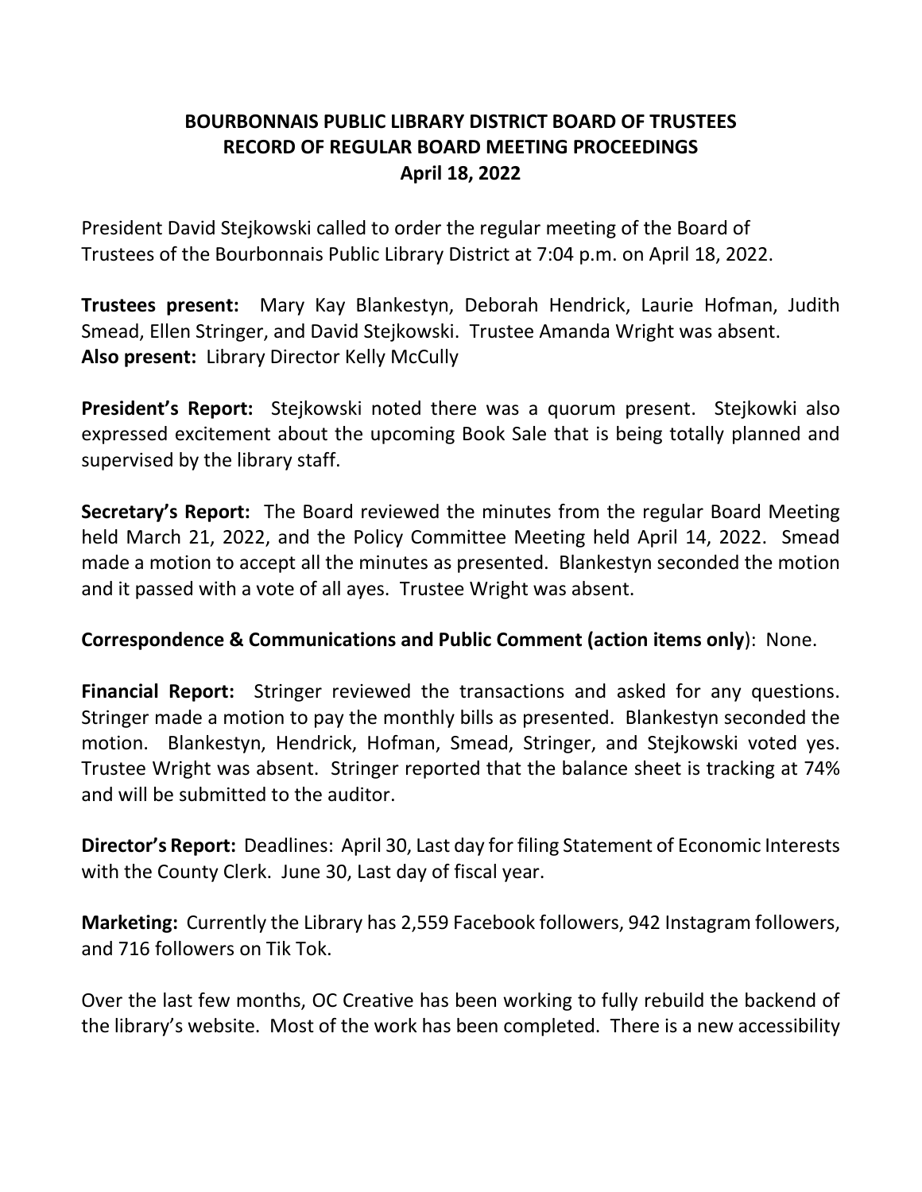# BOURBONNAIS PUBLIC LIBRARY DISTRICT BOARD OF TRUSTEES
## RECORD OF REGULAR BOARD MEETING PROCEEDINGS
## April 18, 2022

President David Stejkowski called to order the regular meeting of the Board of Trustees of the Bourbonnais Public Library District at 7:04 p.m. on April 18, 2022.

**Trustees present:** Mary Kay Blankestyn, Deborah Hendrick, Laurie Hofman, Judith Smead, Ellen Stringer, and David Stejkowski. Trustee Amanda Wright was absent.
**Also present:** Library Director Kelly McCully

**President's Report:** Stejkowski noted there was a quorum present. Stejkowki also expressed excitement about the upcoming Book Sale that is being totally planned and supervised by the library staff.

**Secretary's Report:** The Board reviewed the minutes from the regular Board Meeting held March 21, 2022, and the Policy Committee Meeting held April 14, 2022. Smead made a motion to accept all the minutes as presented. Blankestyn seconded the motion and it passed with a vote of all ayes. Trustee Wright was absent.

**Correspondence & Communications and Public Comment (action items only)**: None.

**Financial Report:** Stringer reviewed the transactions and asked for any questions. Stringer made a motion to pay the monthly bills as presented. Blankestyn seconded the motion. Blankestyn, Hendrick, Hofman, Smead, Stringer, and Stejkowski voted yes. Trustee Wright was absent. Stringer reported that the balance sheet is tracking at 74% and will be submitted to the auditor.

**Director's Report:** Deadlines: April 30, Last day for filing Statement of Economic Interests with the County Clerk. June 30, Last day of fiscal year.

**Marketing:** Currently the Library has 2,559 Facebook followers, 942 Instagram followers, and 716 followers on Tik Tok.

Over the last few months, OC Creative has been working to fully rebuild the backend of the library's website. Most of the work has been completed. There is a new accessibility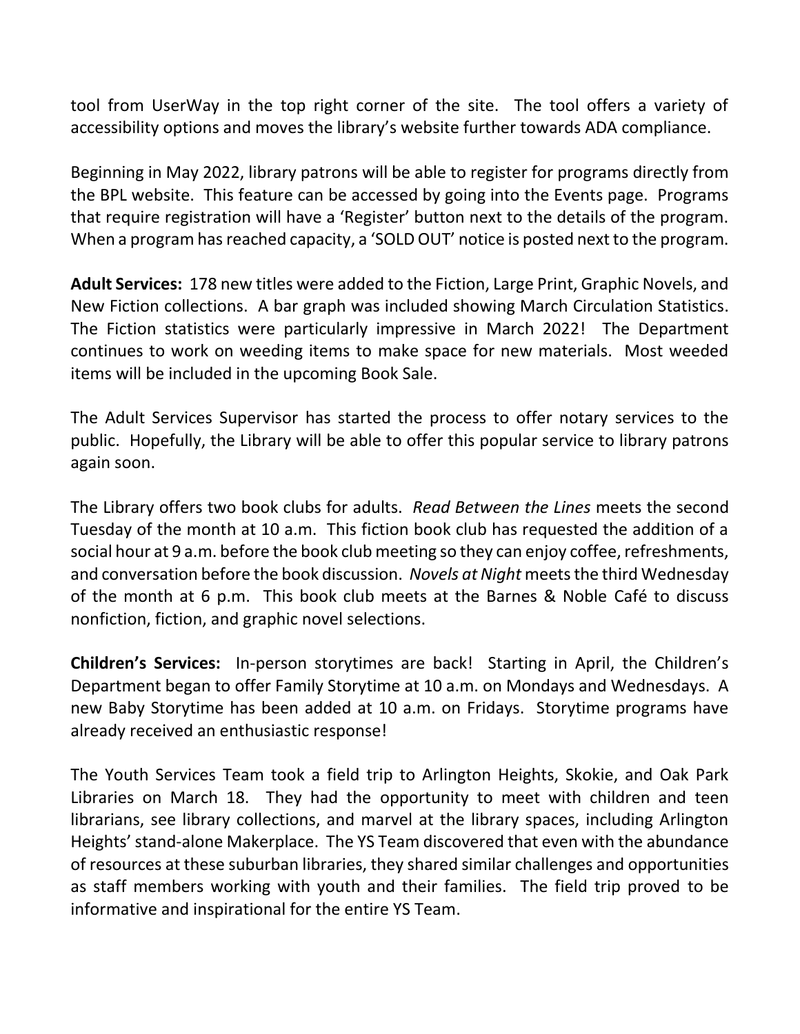tool from UserWay in the top right corner of the site. The tool offers a variety of accessibility options and moves the library's website further towards ADA compliance.

Beginning in May 2022, library patrons will be able to register for programs directly from the BPL website. This feature can be accessed by going into the Events page. Programs that require registration will have a 'Register' button next to the details of the program. When a program has reached capacity, a 'SOLD OUT' notice is posted next to the program.

**Adult Services:** 178 new titles were added to the Fiction, Large Print, Graphic Novels, and New Fiction collections. A bar graph was included showing March Circulation Statistics. The Fiction statistics were particularly impressive in March 2022! The Department continues to work on weeding items to make space for new materials. Most weeded items will be included in the upcoming Book Sale.

The Adult Services Supervisor has started the process to offer notary services to the public. Hopefully, the Library will be able to offer this popular service to library patrons again soon.

The Library offers two book clubs for adults. *Read Between the Lines* meets the second Tuesday of the month at 10 a.m. This fiction book club has requested the addition of a social hour at 9 a.m. before the book club meeting so they can enjoy coffee, refreshments, and conversation before the book discussion. *Novels at Night* meets the third Wednesday of the month at 6 p.m. This book club meets at the Barnes & Noble Café to discuss nonfiction, fiction, and graphic novel selections.

**Children's Services:** In-person storytimes are back! Starting in April, the Children's Department began to offer Family Storytime at 10 a.m. on Mondays and Wednesdays. A new Baby Storytime has been added at 10 a.m. on Fridays. Storytime programs have already received an enthusiastic response!

The Youth Services Team took a field trip to Arlington Heights, Skokie, and Oak Park Libraries on March 18. They had the opportunity to meet with children and teen librarians, see library collections, and marvel at the library spaces, including Arlington Heights' stand-alone Makerplace. The YS Team discovered that even with the abundance of resources at these suburban libraries, they shared similar challenges and opportunities as staff members working with youth and their families. The field trip proved to be informative and inspirational for the entire YS Team.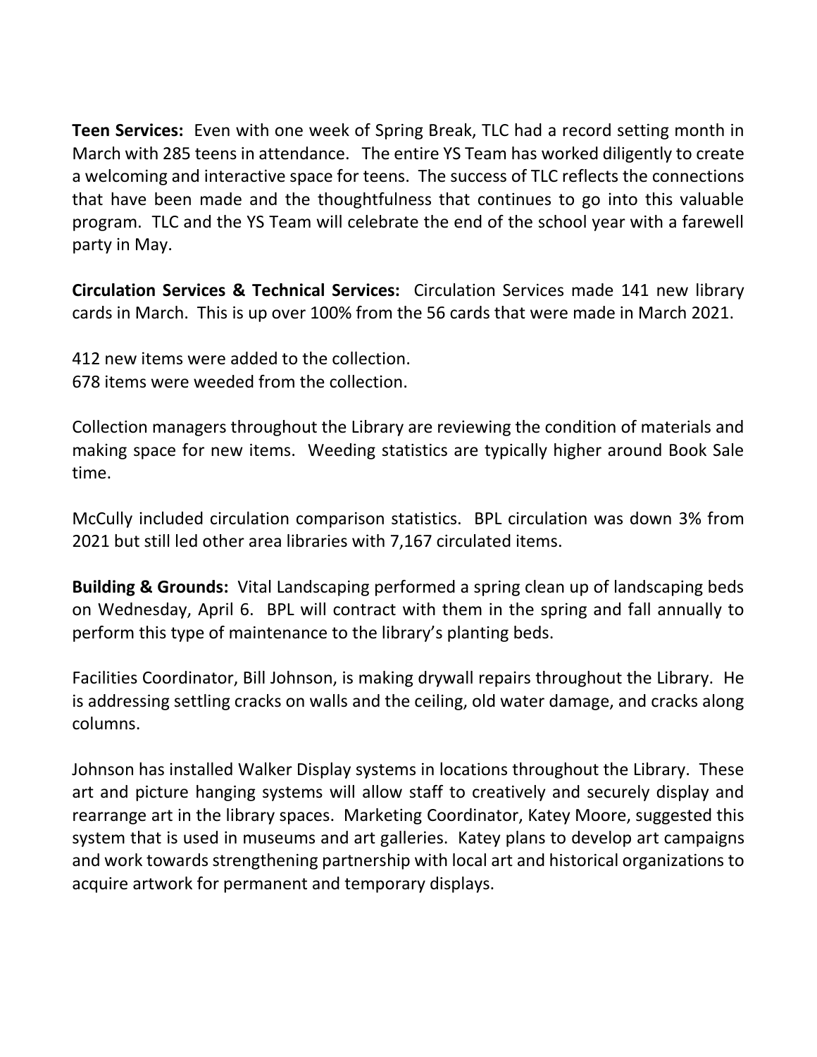**Teen Services:** Even with one week of Spring Break, TLC had a record setting month in March with 285 teens in attendance. The entire YS Team has worked diligently to create a welcoming and interactive space for teens. The success of TLC reflects the connections that have been made and the thoughtfulness that continues to go into this valuable program. TLC and the YS Team will celebrate the end of the school year with a farewell party in May.

**Circulation Services & Technical Services:** Circulation Services made 141 new library cards in March. This is up over 100% from the 56 cards that were made in March 2021.

412 new items were added to the collection.
678 items were weeded from the collection.

Collection managers throughout the Library are reviewing the condition of materials and making space for new items. Weeding statistics are typically higher around Book Sale time.

McCully included circulation comparison statistics. BPL circulation was down 3% from 2021 but still led other area libraries with 7,167 circulated items.

**Building & Grounds:** Vital Landscaping performed a spring clean up of landscaping beds on Wednesday, April 6. BPL will contract with them in the spring and fall annually to perform this type of maintenance to the library's planting beds.

Facilities Coordinator, Bill Johnson, is making drywall repairs throughout the Library. He is addressing settling cracks on walls and the ceiling, old water damage, and cracks along columns.

Johnson has installed Walker Display systems in locations throughout the Library. These art and picture hanging systems will allow staff to creatively and securely display and rearrange art in the library spaces. Marketing Coordinator, Katey Moore, suggested this system that is used in museums and art galleries. Katey plans to develop art campaigns and work towards strengthening partnership with local art and historical organizations to acquire artwork for permanent and temporary displays.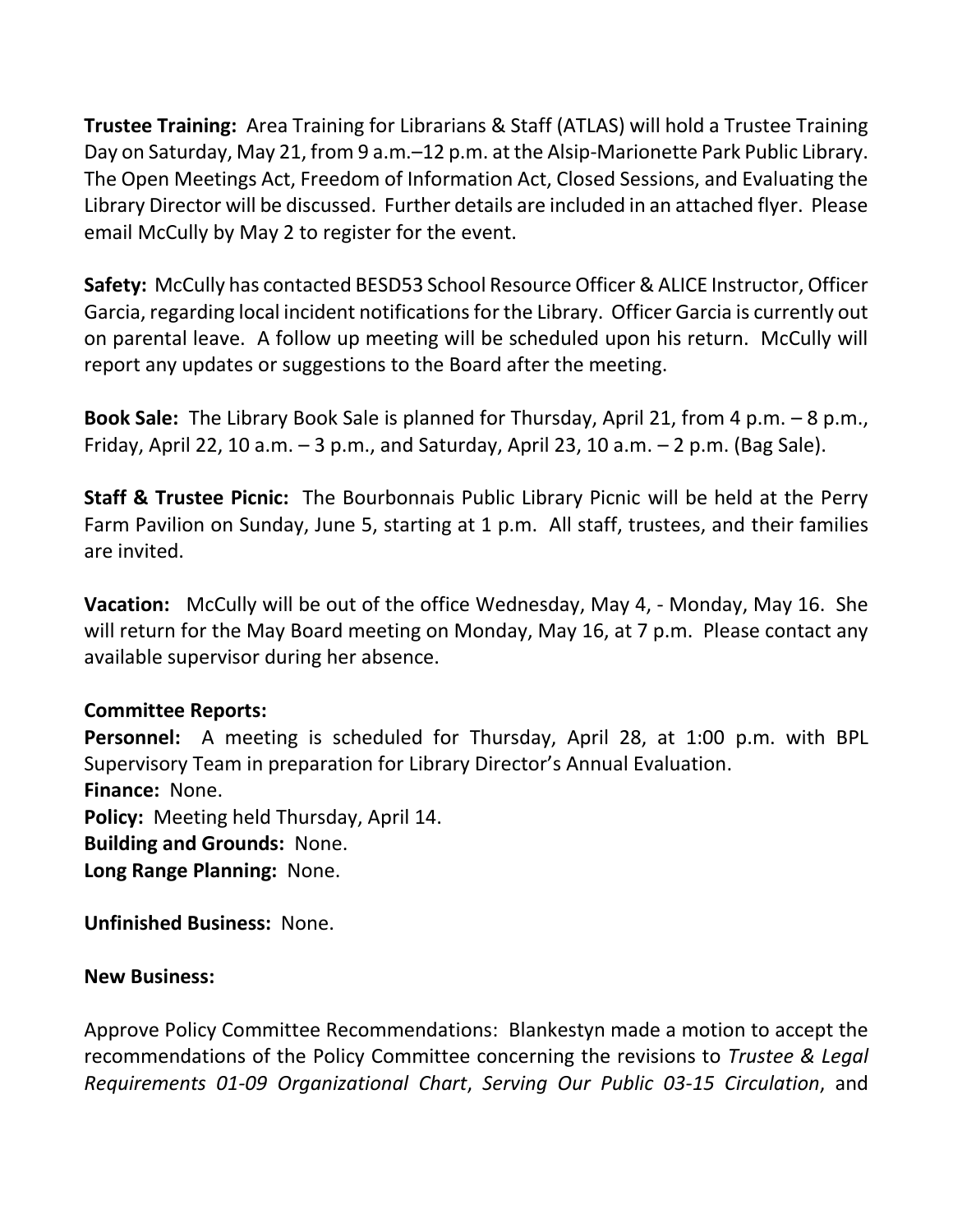**Trustee Training:** Area Training for Librarians & Staff (ATLAS) will hold a Trustee Training Day on Saturday, May 21, from 9 a.m.–12 p.m. at the Alsip-Marionette Park Public Library. The Open Meetings Act, Freedom of Information Act, Closed Sessions, and Evaluating the Library Director will be discussed. Further details are included in an attached flyer. Please email McCully by May 2 to register for the event.

**Safety:** McCully has contacted BESD53 School Resource Officer & ALICE Instructor, Officer Garcia, regarding local incident notifications for the Library. Officer Garcia is currently out on parental leave. A follow up meeting will be scheduled upon his return. McCully will report any updates or suggestions to the Board after the meeting.

**Book Sale:** The Library Book Sale is planned for Thursday, April 21, from 4 p.m. – 8 p.m., Friday, April 22, 10 a.m. – 3 p.m., and Saturday, April 23, 10 a.m. – 2 p.m. (Bag Sale).

**Staff & Trustee Picnic:** The Bourbonnais Public Library Picnic will be held at the Perry Farm Pavilion on Sunday, June 5, starting at 1 p.m. All staff, trustees, and their families are invited.

**Vacation:** McCully will be out of the office Wednesday, May 4, - Monday, May 16. She will return for the May Board meeting on Monday, May 16, at 7 p.m. Please contact any available supervisor during her absence.

**Committee Reports:**
**Personnel:** A meeting is scheduled for Thursday, April 28, at 1:00 p.m. with BPL Supervisory Team in preparation for Library Director's Annual Evaluation.
**Finance:** None.
**Policy:** Meeting held Thursday, April 14.
**Building and Grounds:** None.
**Long Range Planning:** None.

**Unfinished Business:** None.

**New Business:**

Approve Policy Committee Recommendations: Blankestyn made a motion to accept the recommendations of the Policy Committee concerning the revisions to *Trustee & Legal Requirements 01-09 Organizational Chart*, *Serving Our Public 03-15 Circulation*, and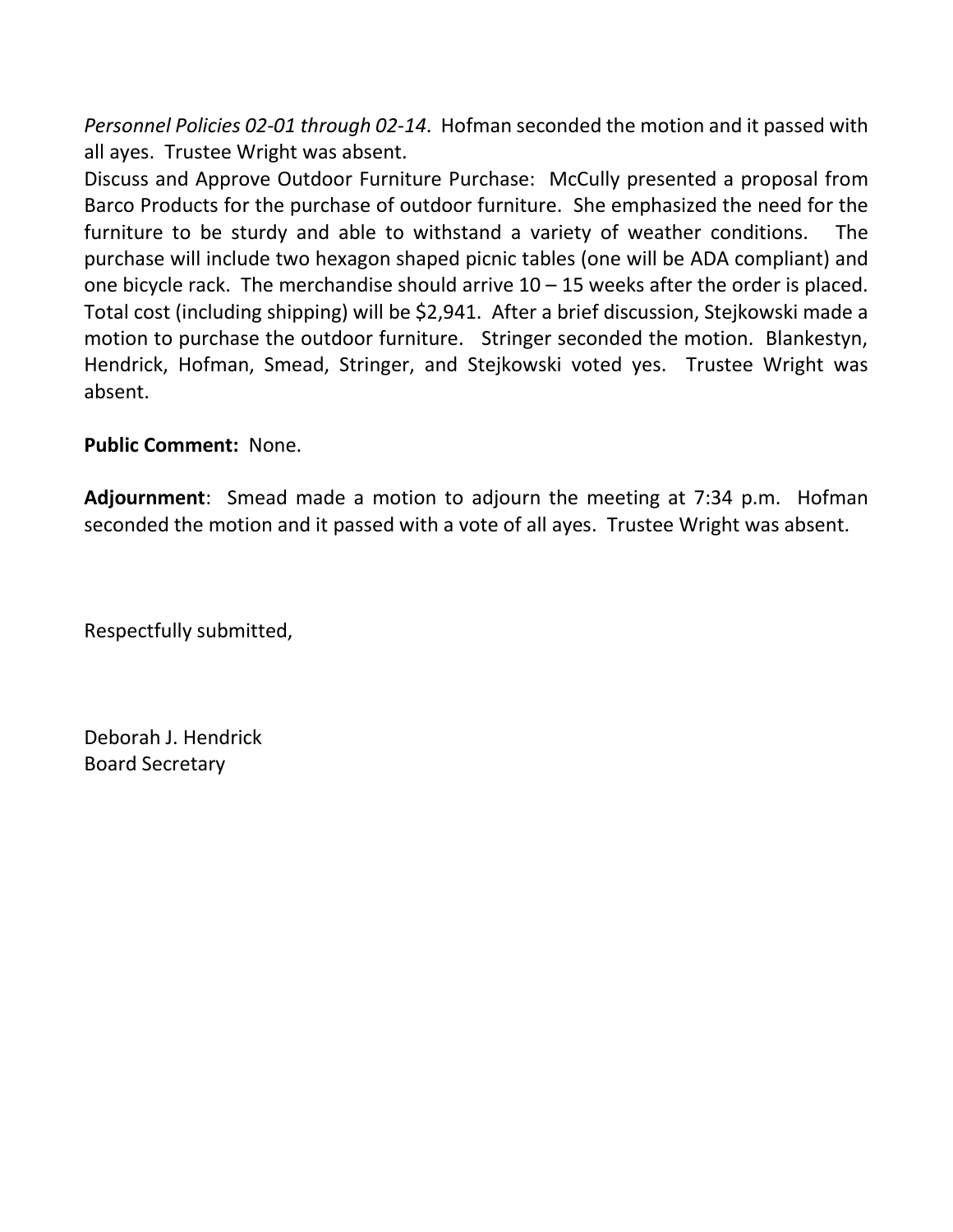*Personnel Policies 02-01 through 02-14*. Hofman seconded the motion and it passed with all ayes. Trustee Wright was absent.

Discuss and Approve Outdoor Furniture Purchase: McCully presented a proposal from Barco Products for the purchase of outdoor furniture. She emphasized the need for the furniture to be sturdy and able to withstand a variety of weather conditions. The purchase will include two hexagon shaped picnic tables (one will be ADA compliant) and one bicycle rack. The merchandise should arrive 10 – 15 weeks after the order is placed. Total cost (including shipping) will be $2,941. After a brief discussion, Stejkowski made a motion to purchase the outdoor furniture. Stringer seconded the motion. Blankestyn, Hendrick, Hofman, Smead, Stringer, and Stejkowski voted yes. Trustee Wright was absent.

**Public Comment:** None.

**Adjournment**: Smead made a motion to adjourn the meeting at 7:34 p.m. Hofman seconded the motion and it passed with a vote of all ayes. Trustee Wright was absent.

Respectfully submitted,

Deborah J. Hendrick
Board Secretary